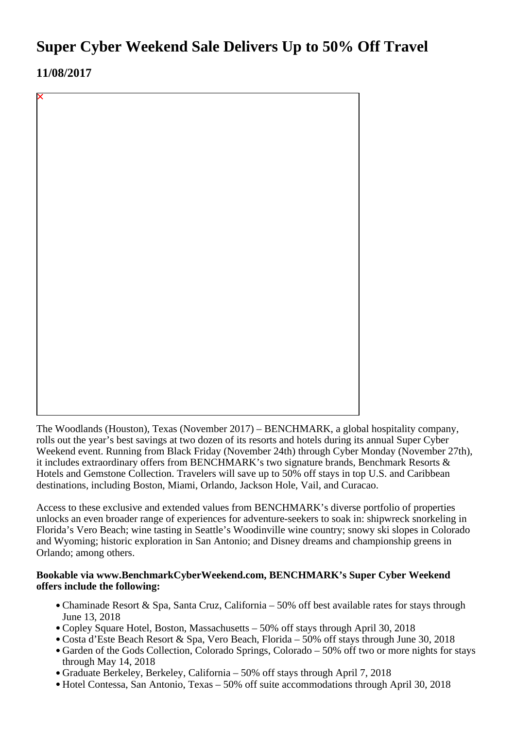# Super Cyber Weekend Sale Delivers Up to 50% Off Travel

## 11/08/2017

The Woodlands (Houston), Texas (November 2017) – BENCHMARK, a global hospitality company, rolls out the year's best savings at two dozen of its resorts and hotels during its annual Super Cyber Weekend event. Running from Black Friday (November 24th) through Cyber Monday (November 27th), it includes extraordinary offers from BENCHMARK's two signature brands, Benchmark Resorts & Hotels and Gemstone Collection. Travelers will save up to 50% off stays in top U.S. and Caribbean destinations, including Boston, Miami, Orlando, Jackson Hole, Vail, and Curacao.

Access to these exclusive and extended values from BENCHMARK's diverse portfolio of properties unlocks an even broader range of experiences for adventure-seekers to soak in: shipwreck snorkeling in Florida's Vero Beach; wine tasting in Seattle's Woodinville wine country; snowy ski slopes in Colorado and Wyoming; historic exploration in San Antonio; and Disney dreams and championship greens in Orlando; among others.

**Bookable via www.BenchmarkCyberWeekend.com, BENCHMARK's Super Cyber Weekend offers include the following:**

- Chaminade Resort & Spa, Santa Cruz, California – 50% off best available rates for stays through June 13, 2018
- Copley Square Hotel, Boston, Massachusetts – 50% off stays through April 30, 2018
- Costa d'Este Beach Resort & Spa, Vero Beach, Florida – 50% off stays through June 30, 2018
- Garden of the Gods Collection, Colorado Springs, Colorado – 50% off two or more nights for stays through May 14, 2018
- Graduate Berkeley, Berkeley, California – 50% off stays through April 7, 2018
- Hotel Contessa, San Antonio, Texas – 50% off suite accommodations through April 30, 2018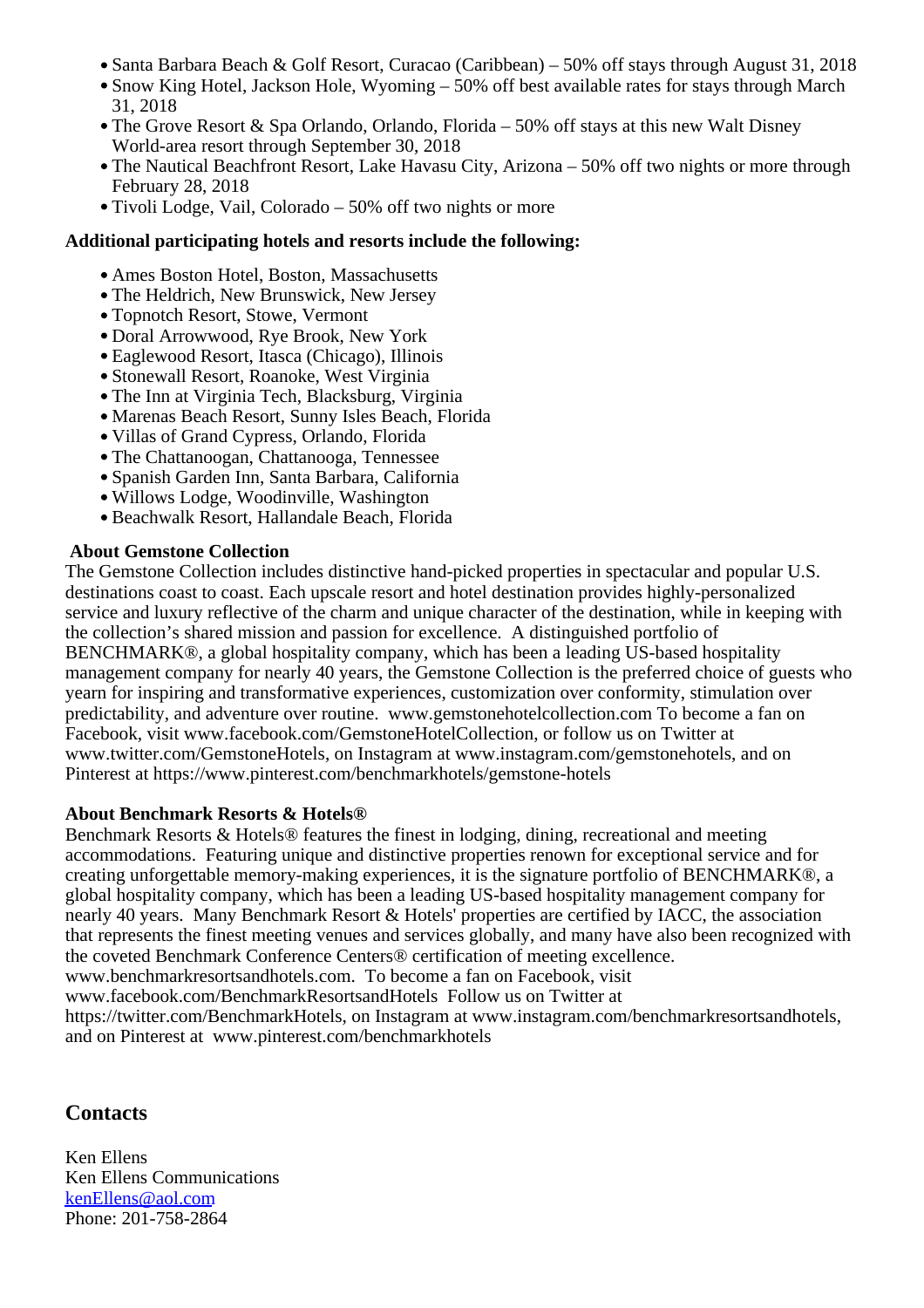- Santa Barbara Beach & Golf Resort, Curacao (Caribbean) – 50% off stays through August 31, 2018
- Snow King Hotel, Jackson Hole, Wyoming – 50% off best available rates for stays through March 31, 2018
- The Grove Resort & Spa Orlando, Orlando, Florida – 50% off stays at this new Walt Disney World-area resort through September 30, 2018
- The Nautical Beachfront Resort, Lake Havasu City, Arizona – 50% off two nights or more through February 28, 2018
- Tivoli Lodge, Vail, Colorado – 50% off two nights or more

**Additional participating hotels and resorts include the following:**

- Ames Boston Hotel, Boston, Massachusetts
- The Heldrich, New Brunswick, New Jersey
- Topnotch Resort, Stowe, Vermont
- Doral Arrowwood, Rye Brook, New York
- Eaglewood Resort, Itasca (Chicago), Illinois
- Stonewall Resort, Roanoke, West Virginia
- The Inn at Virginia Tech, Blacksburg, Virginia
- Marenas Beach Resort, Sunny Isles Beach, Florida
- Villas of Grand Cypress, Orlando, Florida
- The Chattanoogan, Chattanooga, Tennessee
- Spanish Garden Inn, Santa Barbara, California
- Willows Lodge, Woodinville, Washington
- Beachwalk Resort, Hallandale Beach, Florida

**About Gemstone Collection**

The Gemstone Collection includes distinctive hand-picked properties in spectacular and popular U.S. destinations coast to coast. Each upscale resort and hotel destination provides highly-personalized service and luxury reflective of the charm and unique character of the destination, while in keeping with the collection's shared mission and passion for excellence. A distinguished portfolio of BENCHMARK®, a global hospitality company, which has been a leading US-based hospitality management company for nearly 40 years, the Gemstone Collection is the preferred choice of guests who yearn for inspiring and transformative experiences, customization over conformity, stimulation over predictability, and adventure over routine. www.gemstonehotelcollection.com To become a fan on Facebook, visit www.facebook.com/GemstoneHotelCollection, or follow us on Twitter at www.twitter.com/GemstoneHotels, on Instagram at www.instagram.com/gemstonehotels, and on Pinterest at https://www.pinterest.com/benchmarkhotels/gemstone-hotels

**About Benchmark Resorts & Hotels®**

Benchmark Resorts & Hotels® features the finest in lodging, dining, recreational and meeting accommodations. Featuring unique and distinctive properties renown for exceptional service and for creating unforgettable memory-making experiences, it is the signature portfolio of BENCHMARK®, a global hospitality company, which has been a leading US-based hospitality management company for nearly 40 years. Many Benchmark Resort & Hotels' properties are certified by IACC, the association that represents the finest meeting venues and services globally, and many have also been recognized with the coveted Benchmark Conference Centers® certification of meeting excellence. www.benchmarkresortsandhotels.com. To become a fan on Facebook, visit www.facebook.com/BenchmarkResortsandHotels Follow us on Twitter at https://twitter.com/BenchmarkHotels, on Instagram at www.instagram.com/benchmarkresortsandhotels, and on Pinterest at www.pinterest.com/benchmarkhotels

## Contacts

Ken Ellens
Ken Ellens Communications
kenEllens@aol.com
Phone: 201-758-2864